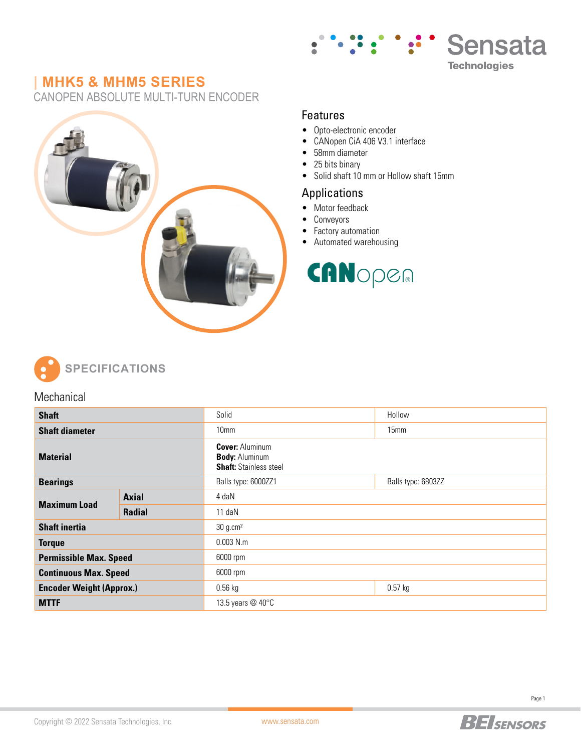# MHK5 & MHM5 SERIES

CANOPEN ABSOLUTE MULTI-TURN ENCODER

## Features

- Opto-electronic encoder
- CANopen CiA 406 V3.1 interface
- 58mm diameter
- 25 bits binary
- Solid shaft 10 mm or Hollow shaft 15mm

## Applications

- Motor feedback
- Conveyors
- Factory automation
- Automated warehousing

## SPECIFICATIONS

### Mechanical

| | | | |
|---|---|---|---|
| **Shaft** | | Solid | Hollow |
| **Shaft diameter** | | 10mm | 15mm |
| **Material** | | **Cover:** Aluminum<br>**Body:** Aluminum<br>**Shaft:** Stainless steel | |
| **Bearings** | | Balls type: 6000ZZ1 | Balls type: 6803ZZ |
| **Maximum Load** | **Axial** | 4 daN | |
| | **Radial** | 11 daN | |
| **Shaft inertia** | | 30 g.cm² | |
| **Torque** | | 0.003 N.m | |
| **Permissible Max. Speed** | | 6000 rpm | |
| **Continuous Max. Speed** | | 6000 rpm | |
| **Encoder Weight (Approx.)** | | 0.56 kg | 0.57 kg |
| **MTTF** | | 13.5 years @ 40°C | |

Copyright © 2022 Sensata Technologies, Inc. www.sensata.com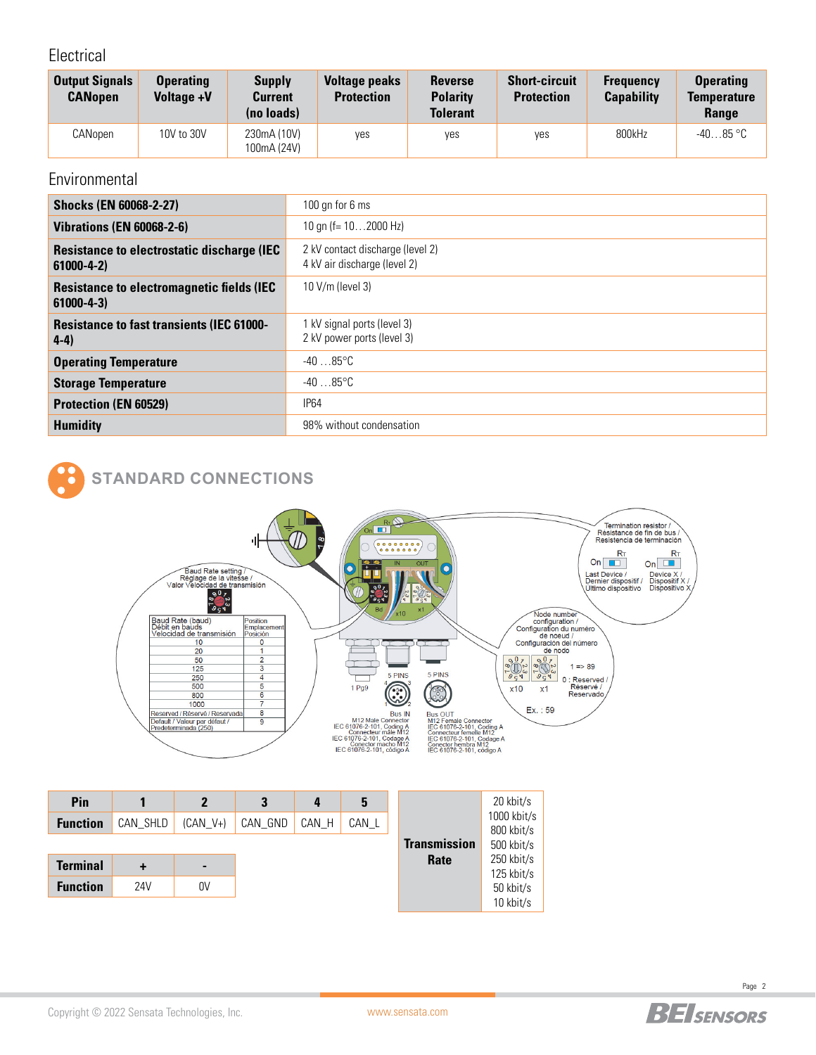## Electrical

| Output Signals CANopen | Operating Voltage +V | Supply Current (no loads) | Voltage peaks Protection | Reverse Polarity Tolerant | Short-circuit Protection | Frequency Capability | Operating Temperature Range |
|---|---|---|---|---|---|---|---|
| CANopen | 10V to 30V | 230mA (10V) 100mA (24V) | yes | yes | yes | 800kHz | -40…85 °C |

## Environmental

| | |
|---|---|
| **Shocks (EN 60068-2-27)** | 100 gn for 6 ms |
| **Vibrations (EN 60068-2-6)** | 10 gn (f= 10…2000 Hz) |
| **Resistance to electrostatic discharge (IEC 61000-4-2)** | 2 kV contact discharge (level 2)<br>4 kV air discharge (level 2) |
| **Resistance to electromagnetic fields (IEC 61000-4-3)** | 10 V/m (level 3) |
| **Resistance to fast transients (IEC 61000-4-4)** | 1 kV signal ports (level 3)<br>2 kV power ports (level 3) |
| **Operating Temperature** | -40 …85°C |
| **Storage Temperature** | -40 …85°C |
| **Protection (EN 60529)** | IP64 |
| **Humidity** | 98% without condensation |

## STANDARD CONNECTIONS

Baud Rate setting / Réglage de la vitesse / Valor Velocidad de transmisión

| Baud Rate (baud) / Débit en bauds / Velocidad de transmisión | Position / Emplacement / Posición |
|---|---|
| 10 | 0 |
| 20 | 1 |
| 50 | 2 |
| 125 | 3 |
| 250 | 4 |
| 500 | 5 |
| 800 | 6 |
| 1000 | 7 |
| Reserved / Réservé / Reservada | 8 |
| Default / Valeur par défaut / Predeterminada (250) | 9 |

Termination resistor / Résistance de fin de bus / Resistencia de terminación

- On — Last Device / Dernier dispositif / Último dispositivo
- On — Device X / Dispositif X / Dispositivo X

Node number configuration / Configuration du numéro de noeud / Configuración del número de nodo

x10 x1

1 => 89

0 : Reserved / Réservé / Reservado

Ex. : 59

1 Pg9

5 PINS — Bus IN — M12 Male Connector IEC 61076-2-101, Coding A / Connecteur mâle M12 IEC 61076-2-101, Codage A / Conector macho M12 IEC 61076-2-101, código A

5 PINS — Bus OUT — M12 Female Connector IEC 61076-2-101, Coding A / Connecteur femelle M12 IEC 61076-2-101, Codage A / Conector hembra M12 IEC 61076-2-101, código A

| Pin | 1 | 2 | 3 | 4 | 5 |
|---|---|---|---|---|---|
| Function | CAN_SHLD | (CAN_V+) | CAN_GND | CAN_H | CAN_L |

| Terminal | + | - |
|---|---|---|
| Function | 24V | 0V |

| Transmission Rate | |
|---|---|
| | 20 kbit/s |
| | 1000 kbit/s |
| | 800 kbit/s |
| | 500 kbit/s |
| | 250 kbit/s |
| | 125 kbit/s |
| | 50 kbit/s |
| | 10 kbit/s |

Copyright © 2022 Sensata Technologies, Inc.   www.sensata.com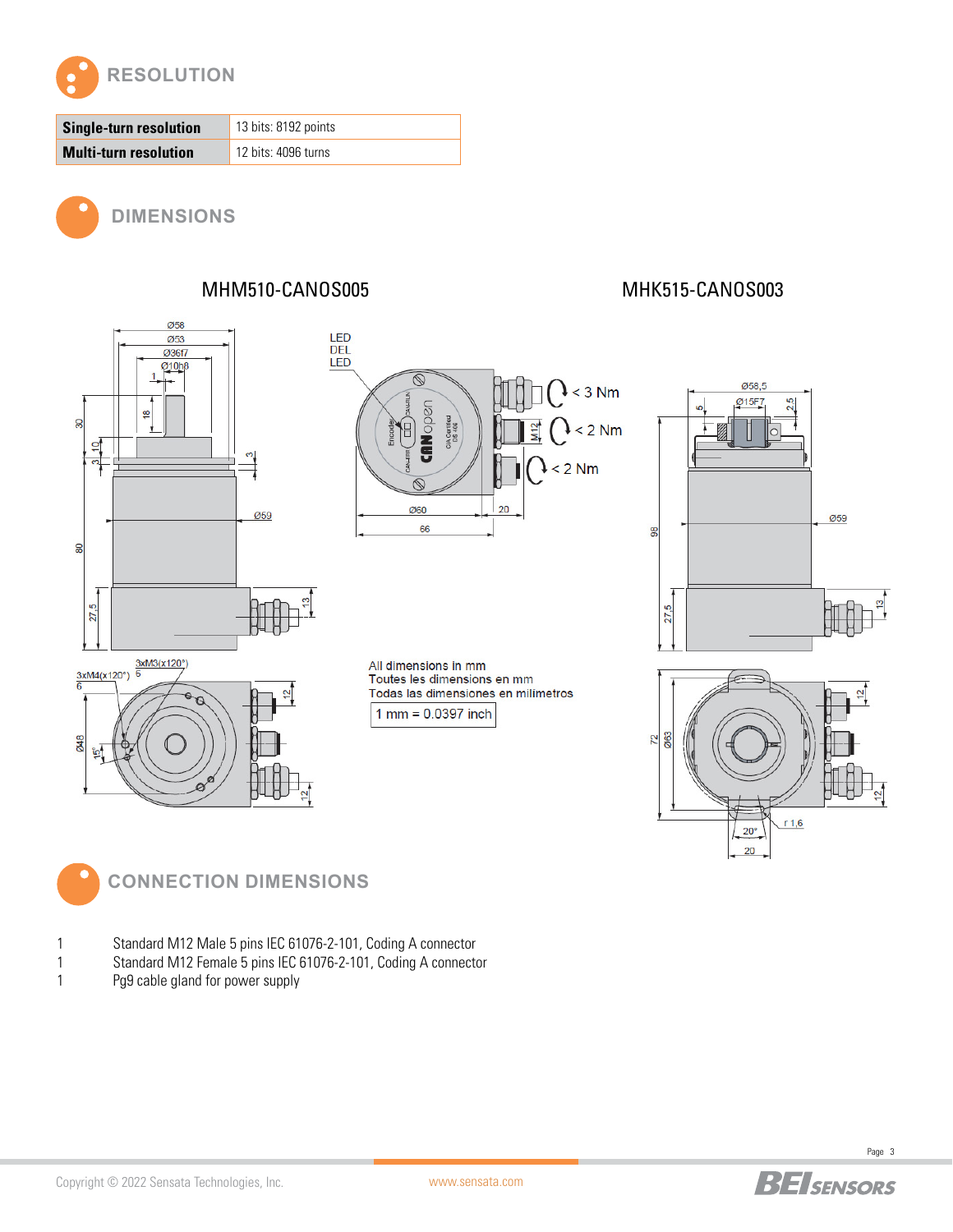## RESOLUTION

| Single-turn resolution | 13 bits: 8192 points |
|---|---|
| Multi-turn resolution | 12 bits: 4096 turns |

## DIMENSIONS

MHM510-CANOS005

MHK515-CANOS003

All dimensions in mm
Toutes les dimensions en mm
Todas las dimensiones en milímetros

1 mm = 0.0397 inch

## CONNECTION DIMENSIONS

1 Standard M12 Male 5 pins IEC 61076-2-101, Coding A connector
1 Standard M12 Female 5 pins IEC 61076-2-101, Coding A connector
1 Pg9 cable gland for power supply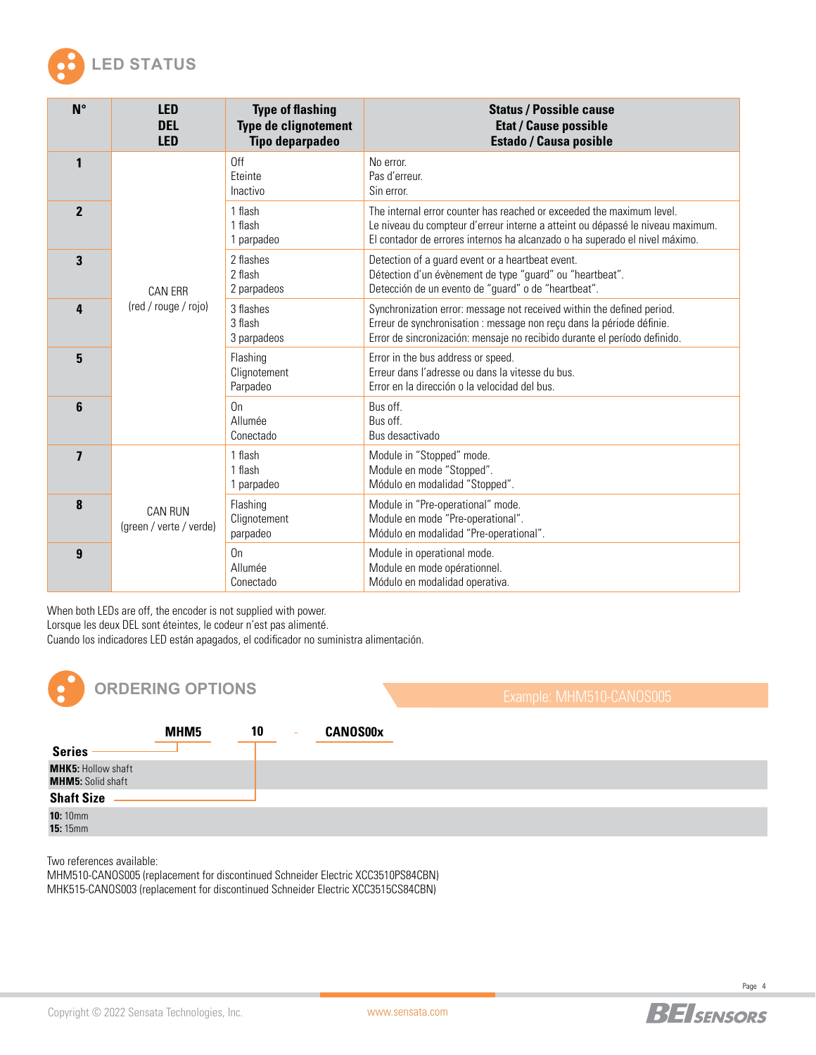## LED STATUS

| N° | LED<br>DEL<br>LED | Type of flashing<br>Type de clignotement<br>Tipo deparpadeo | Status / Possible cause<br>Etat / Cause possible<br>Estado / Causa posible |
|---|---|---|---|
| 1 | CAN ERR<br>(red / rouge / rojo) | Off<br>Eteinte<br>Inactivo | No error.<br>Pas d'erreur.<br>Sin error. |
| 2 | | 1 flash<br>1 flash<br>1 parpadeo | The internal error counter has reached or exceeded the maximum level.<br>Le niveau du compteur d'erreur interne a atteint ou dépassé le niveau maximum.<br>El contador de errores internos ha alcanzado o ha superado el nivel máximo. |
| 3 | | 2 flashes<br>2 flash<br>2 parpadeos | Detection of a guard event or a heartbeat event.<br>Détection d'un évènement de type "guard" ou "heartbeat".<br>Detección de un evento de "guard" o de "heartbeat". |
| 4 | | 3 flashes<br>3 flash<br>3 parpadeos | Synchronization error: message not received within the defined period.<br>Erreur de synchronisation : message non reçu dans la période définie.<br>Error de sincronización: mensaje no recibido durante el período definido. |
| 5 | | Flashing<br>Clignotement<br>Parpadeo | Error in the bus address or speed.<br>Erreur dans l'adresse ou dans la vitesse du bus.<br>Error en la dirección o la velocidad del bus. |
| 6 | | On<br>Allumée<br>Conectado | Bus off.<br>Bus off.<br>Bus desactivado |
| 7 | CAN RUN<br>(green / verte / verde) | 1 flash<br>1 flash<br>1 parpadeo | Module in "Stopped" mode.<br>Module en mode "Stopped".<br>Módulo en modalidad "Stopped". |
| 8 | | Flashing<br>Clignotement<br>parpadeo | Module in "Pre-operational" mode.<br>Module en mode "Pre-operational".<br>Módulo en modalidad "Pre-operational". |
| 9 | | On<br>Allumée<br>Conectado | Module in operational mode.<br>Module en mode opérationnel.<br>Módulo en modalidad operativa. |

When both LEDs are off, the encoder is not supplied with power.
Lorsque les deux DEL sont éteintes, le codeur n'est pas alimenté.
Cuando los indicadores LED están apagados, el codificador no suministra alimentación.

## ORDERING OPTIONS

Example: MHM510-CANOS005

**MHM5** **10** - **CANOS00x**

**Series**

**MHK5:** Hollow shaft
**MHM5:** Solid shaft

**Shaft Size**

**10:** 10mm
**15:** 15mm

Two references available:
MHM510-CANOS005 (replacement for discontinued Schneider Electric XCC3510PS84CBN)
MHK515-CANOS003 (replacement for discontinued Schneider Electric XCC3515CS84CBN)

Copyright © 2022 Sensata Technologies, Inc. www.sensata.com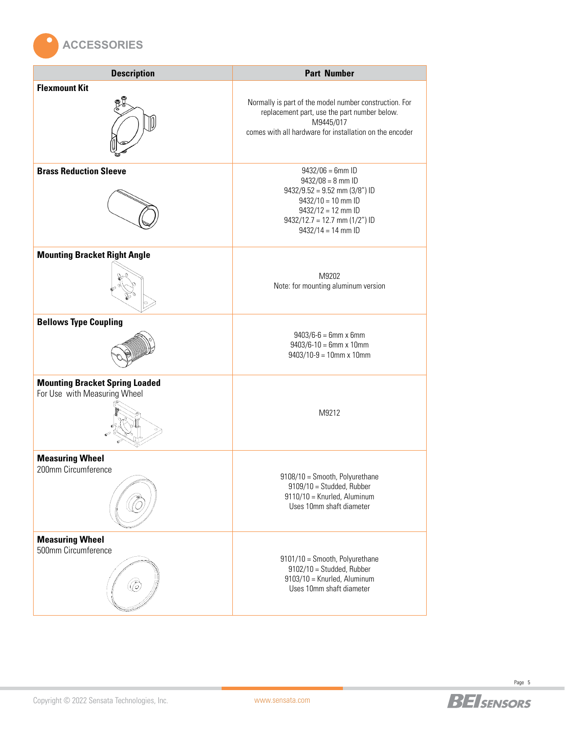## ACCESSORIES

| Description | Part Number |
|---|---|
| **Flexmount Kit** | Normally is part of the model number construction. For replacement part, use the part number below.<br>M9445/017<br>comes with all hardware for installation on the encoder |
| **Brass Reduction Sleeve** | 9432/06 = 6mm ID<br>9432/08 = 8 mm ID<br>9432/9.52 = 9.52 mm (3/8") ID<br>9432/10 = 10 mm ID<br>9432/12 = 12 mm ID<br>9432/12.7 = 12.7 mm (1/2") ID<br>9432/14 = 14 mm ID |
| **Mounting Bracket Right Angle** | M9202<br>Note: for mounting aluminum version |
| **Bellows Type Coupling** | 9403/6-6 = 6mm x 6mm<br>9403/6-10 = 6mm x 10mm<br>9403/10-9 = 10mm x 10mm |
| **Mounting Bracket Spring Loaded**<br>For Use with Measuring Wheel | M9212 |
| **Measuring Wheel**<br>200mm Circumference | 9108/10 = Smooth, Polyurethane<br>9109/10 = Studded, Rubber<br>9110/10 = Knurled, Aluminum<br>Uses 10mm shaft diameter |
| **Measuring Wheel**<br>500mm Circumference | 9101/10 = Smooth, Polyurethane<br>9102/10 = Studded, Rubber<br>9103/10 = Knurled, Aluminum<br>Uses 10mm shaft diameter |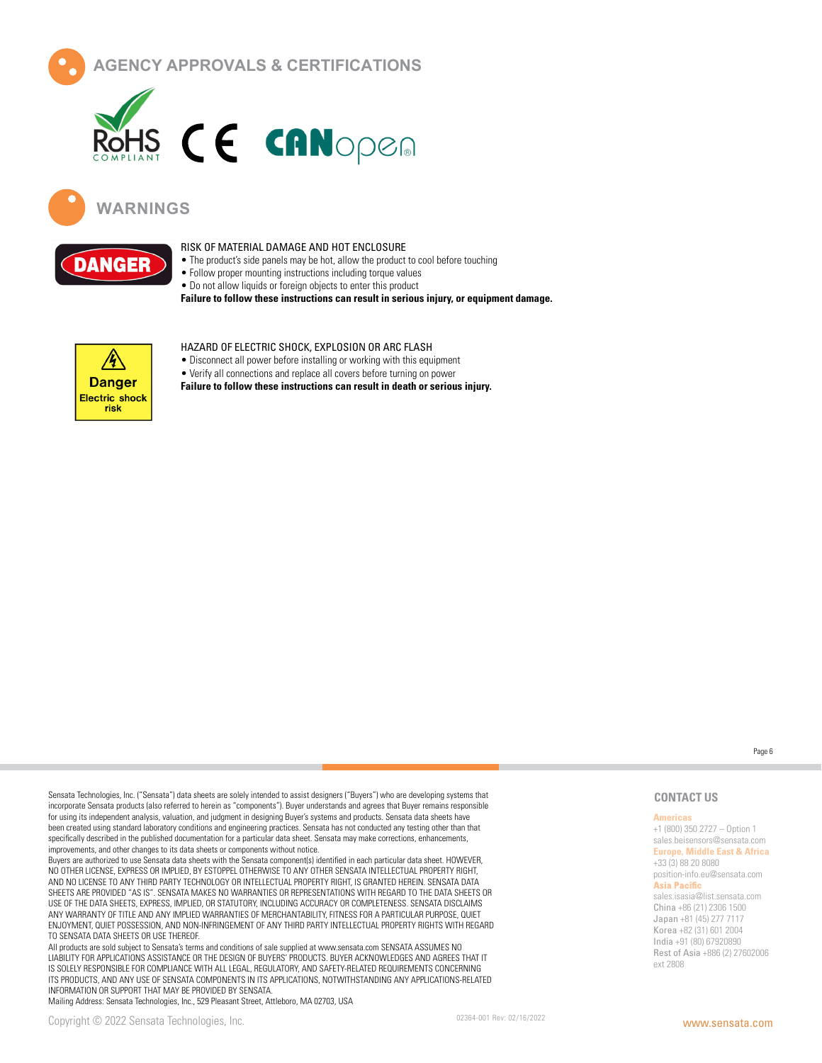## AGENCY APPROVALS & CERTIFICATIONS

## WARNINGS

DANGER

RISK OF MATERIAL DAMAGE AND HOT ENCLOSURE

- The product's side panels may be hot, allow the product to cool before touching
- Follow proper mounting instructions including torque values
- Do not allow liquids or foreign objects to enter this product

**Failure to follow these instructions can result in serious injury, or equipment damage.**

Danger
Electric shock risk

HAZARD OF ELECTRIC SHOCK, EXPLOSION OR ARC FLASH

- Disconnect all power before installing or working with this equipment
- Verify all connections and replace all covers before turning on power

**Failure to follow these instructions can result in death or serious injury.**

Sensata Technologies, Inc. ("Sensata") data sheets are solely intended to assist designers ("Buyers") who are developing systems that incorporate Sensata products (also referred to herein as "components"). Buyer understands and agrees that Buyer remains responsible for using its independent analysis, valuation, and judgment in designing Buyer's systems and products. Sensata data sheets have been created using standard laboratory conditions and engineering practices. Sensata has not conducted any testing other than that specifically described in the published documentation for a particular data sheet. Sensata may make corrections, enhancements, improvements, and other changes to its data sheets or components without notice.

Buyers are authorized to use Sensata data sheets with the Sensata component(s) identified in each particular data sheet. HOWEVER, NO OTHER LICENSE, EXPRESS OR IMPLIED, BY ESTOPPEL OTHERWISE TO ANY OTHER SENSATA INTELLECTUAL PROPERTY RIGHT, AND NO LICENSE TO ANY THIRD PARTY TECHNOLOGY OR INTELLECTUAL PROPERTY RIGHT, IS GRANTED HEREIN. SENSATA DATA SHEETS ARE PROVIDED "AS IS". SENSATA MAKES NO WARRANTIES OR REPRESENTATIONS WITH REGARD TO THE DATA SHEETS OR USE OF THE DATA SHEETS, EXPRESS, IMPLIED, OR STATUTORY, INCLUDING ACCURACY OR COMPLETENESS. SENSATA DISCLAIMS ANY WARRANTY OF TITLE AND ANY IMPLIED WARRANTIES OF MERCHANTABILITY, FITNESS FOR A PARTICULAR PURPOSE, QUIET ENJOYMENT, QUIET POSSESSION, AND NON-INFRINGEMENT OF ANY THIRD PARTY INTELLECTUAL PROPERTY RIGHTS WITH REGARD TO SENSATA DATA SHEETS OR USE THEREOF.

All products are sold subject to Sensata's terms and conditions of sale supplied at www.sensata.com SENSATA ASSUMES NO LIABILITY FOR APPLICATIONS ASSISTANCE OR THE DESIGN OF BUYERS' PRODUCTS. BUYER ACKNOWLEDGES AND AGREES THAT IT IS SOLELY RESPONSIBLE FOR COMPLIANCE WITH ALL LEGAL, REGULATORY, AND SAFETY-RELATED REQUIREMENTS CONCERNING ITS PRODUCTS, AND ANY USE OF SENSATA COMPONENTS IN ITS APPLICATIONS, NOTWITHSTANDING ANY APPLICATIONS-RELATED INFORMATION OR SUPPORT THAT MAY BE PROVIDED BY SENSATA.

Mailing Address: Sensata Technologies, Inc., 529 Pleasant Street, Attleboro, MA 02703, USA

Copyright © 2022 Sensata Technologies, Inc.

02364-001 Rev: 02/16/2022

### CONTACT US

**Americas**
+1 (800) 350 2727 – Option 1
sales.beisensors@sensata.com

**Europe, Middle East & Africa**
+33 (3) 88 20 8080
position-info.eu@sensata.com

**Asia Pacific**
sales.isasia@list.sensata.com
China +86 (21) 2306 1500
Japan +81 (45) 277 7117
Korea +82 (31) 601 2004
India +91 (80) 67920890
Rest of Asia +886 (2) 27602006 ext 2808

www.sensata.com